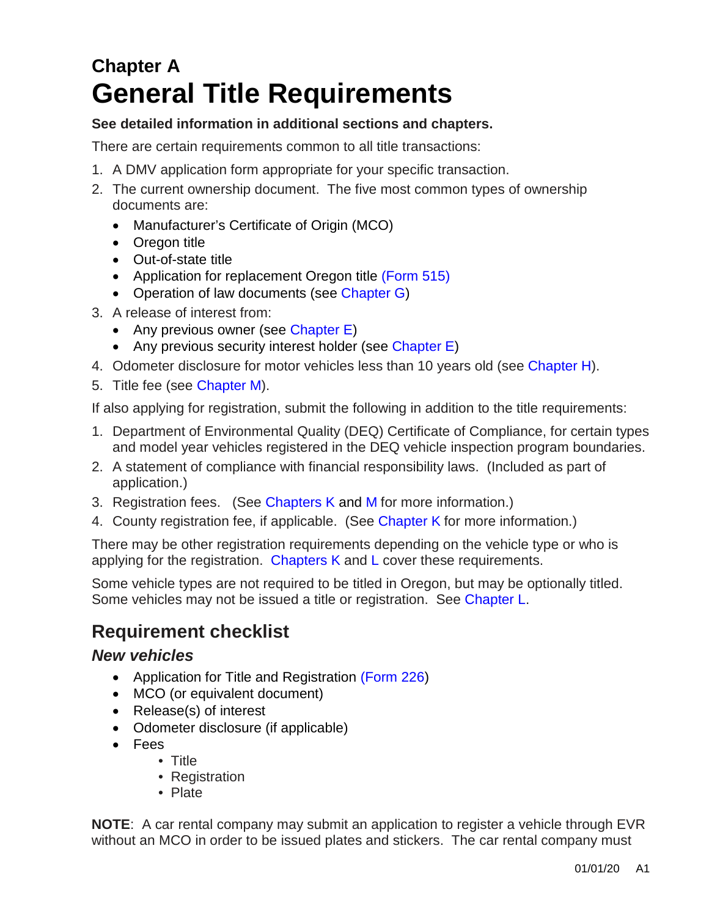# Chapter A
# General Title Requirements

**See detailed information in additional sections and chapters.**

There are certain requirements common to all title transactions:

1. A DMV application form appropriate for your specific transaction.
2. The current ownership document. The five most common types of ownership documents are:
   - Manufacturer's Certificate of Origin (MCO)
   - Oregon title
   - Out-of-state title
   - Application for replacement Oregon title (Form 515)
   - Operation of law documents (see Chapter G)
3. A release of interest from:
   - Any previous owner (see Chapter E)
   - Any previous security interest holder (see Chapter E)
4. Odometer disclosure for motor vehicles less than 10 years old (see Chapter H).
5. Title fee (see Chapter M).

If also applying for registration, submit the following in addition to the title requirements:

1. Department of Environmental Quality (DEQ) Certificate of Compliance, for certain types and model year vehicles registered in the DEQ vehicle inspection program boundaries.
2. A statement of compliance with financial responsibility laws. (Included as part of application.)
3. Registration fees. (See Chapters K and M for more information.)
4. County registration fee, if applicable. (See Chapter K for more information.)

There may be other registration requirements depending on the vehicle type or who is applying for the registration. Chapters K and L cover these requirements.

Some vehicle types are not required to be titled in Oregon, but may be optionally titled. Some vehicles may not be issued a title or registration. See Chapter L.

## Requirement checklist

### *New vehicles*

- Application for Title and Registration (Form 226)
- MCO (or equivalent document)
- Release(s) of interest
- Odometer disclosure (if applicable)
- Fees
  - Title
  - Registration
  - Plate

**NOTE**: A car rental company may submit an application to register a vehicle through EVR without an MCO in order to be issued plates and stickers. The car rental company must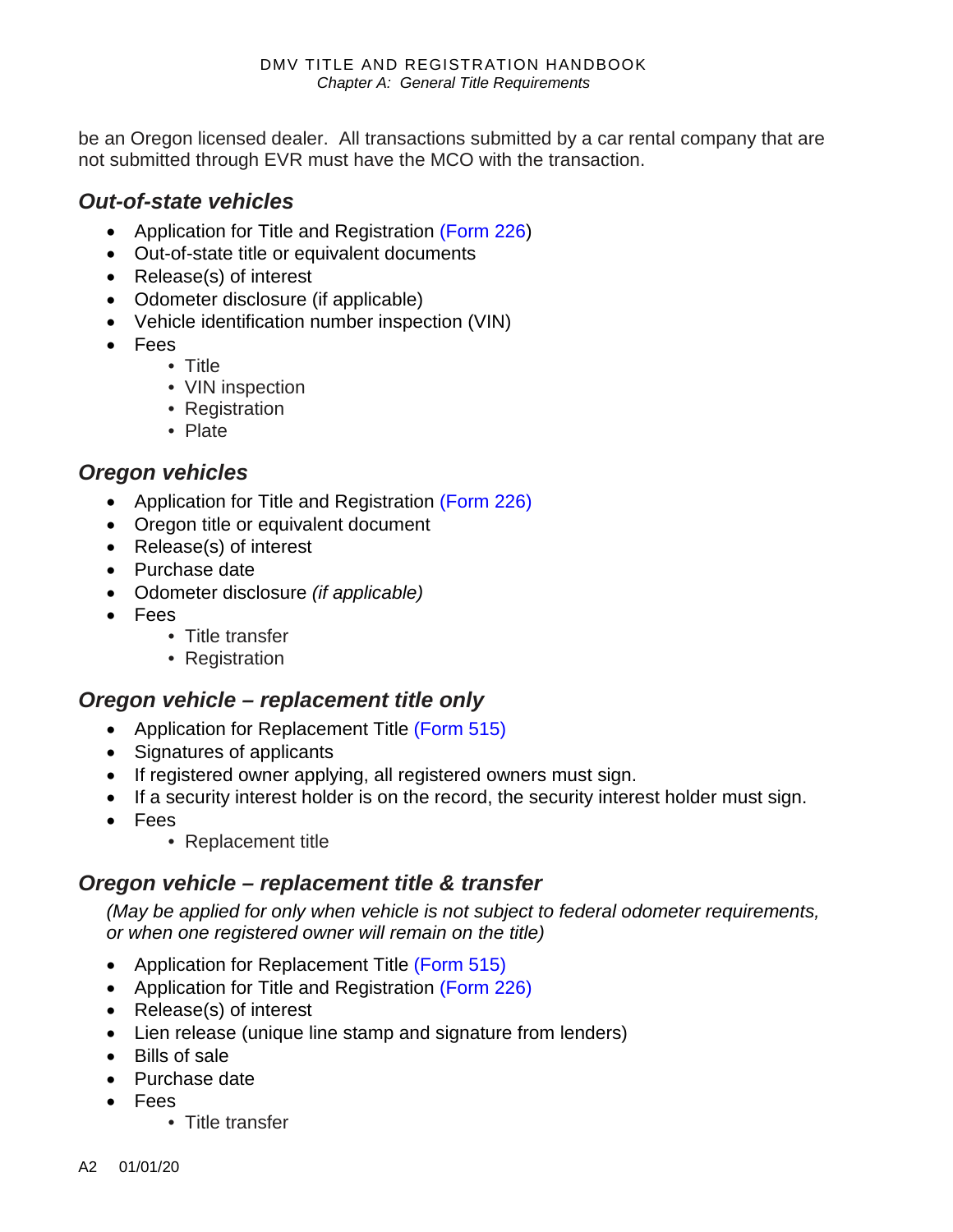be an Oregon licensed dealer. All transactions submitted by a car rental company that are not submitted through EVR must have the MCO with the transaction.

### *Out-of-state vehicles*

- Application for Title and Registration (Form 226)
- Out-of-state title or equivalent documents
- Release(s) of interest
- Odometer disclosure (if applicable)
- Vehicle identification number inspection (VIN)
- Fees
  - Title
  - VIN inspection
  - Registration
  - Plate

### *Oregon vehicles*

- Application for Title and Registration (Form 226)
- Oregon title or equivalent document
- Release(s) of interest
- Purchase date
- Odometer disclosure *(if applicable)*
- Fees
  - Title transfer
  - Registration

### *Oregon vehicle – replacement title only*

- Application for Replacement Title (Form 515)
- Signatures of applicants
- If registered owner applying, all registered owners must sign.
- If a security interest holder is on the record, the security interest holder must sign.
- Fees
  - Replacement title

### *Oregon vehicle – replacement title & transfer*

*(May be applied for only when vehicle is not subject to federal odometer requirements, or when one registered owner will remain on the title)*

- Application for Replacement Title (Form 515)
- Application for Title and Registration (Form 226)
- Release(s) of interest
- Lien release (unique line stamp and signature from lenders)
- Bills of sale
- Purchase date
- Fees
  - Title transfer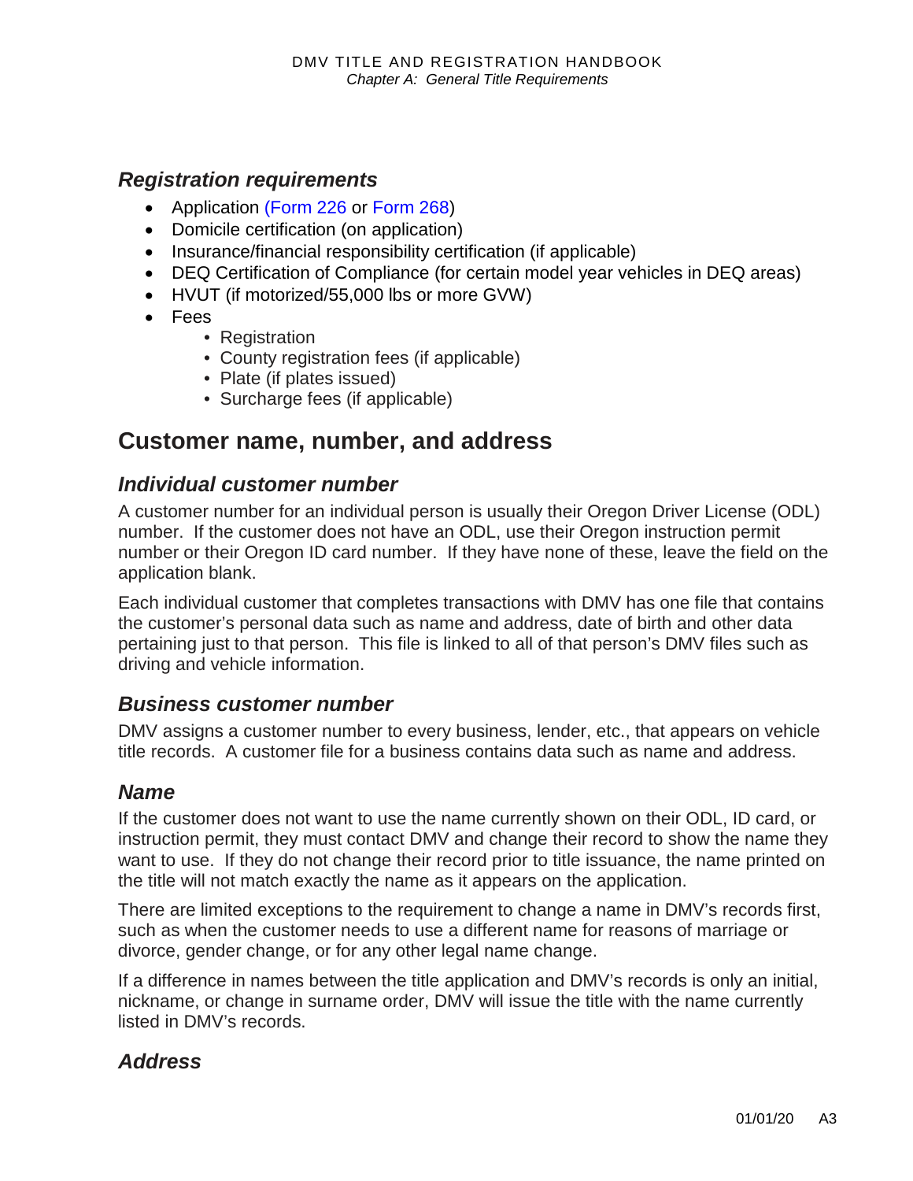### Registration requirements

- Application (Form 226 or Form 268)
- Domicile certification (on application)
- Insurance/financial responsibility certification (if applicable)
- DEQ Certification of Compliance (for certain model year vehicles in DEQ areas)
- HVUT (if motorized/55,000 lbs or more GVW)
- Fees
  - Registration
  - County registration fees (if applicable)
  - Plate (if plates issued)
  - Surcharge fees (if applicable)

## Customer name, number, and address

### Individual customer number

A customer number for an individual person is usually their Oregon Driver License (ODL) number. If the customer does not have an ODL, use their Oregon instruction permit number or their Oregon ID card number. If they have none of these, leave the field on the application blank.

Each individual customer that completes transactions with DMV has one file that contains the customer's personal data such as name and address, date of birth and other data pertaining just to that person. This file is linked to all of that person's DMV files such as driving and vehicle information.

### Business customer number

DMV assigns a customer number to every business, lender, etc., that appears on vehicle title records. A customer file for a business contains data such as name and address.

### Name

If the customer does not want to use the name currently shown on their ODL, ID card, or instruction permit, they must contact DMV and change their record to show the name they want to use. If they do not change their record prior to title issuance, the name printed on the title will not match exactly the name as it appears on the application.

There are limited exceptions to the requirement to change a name in DMV's records first, such as when the customer needs to use a different name for reasons of marriage or divorce, gender change, or for any other legal name change.

If a difference in names between the title application and DMV's records is only an initial, nickname, or change in surname order, DMV will issue the title with the name currently listed in DMV's records.

### Address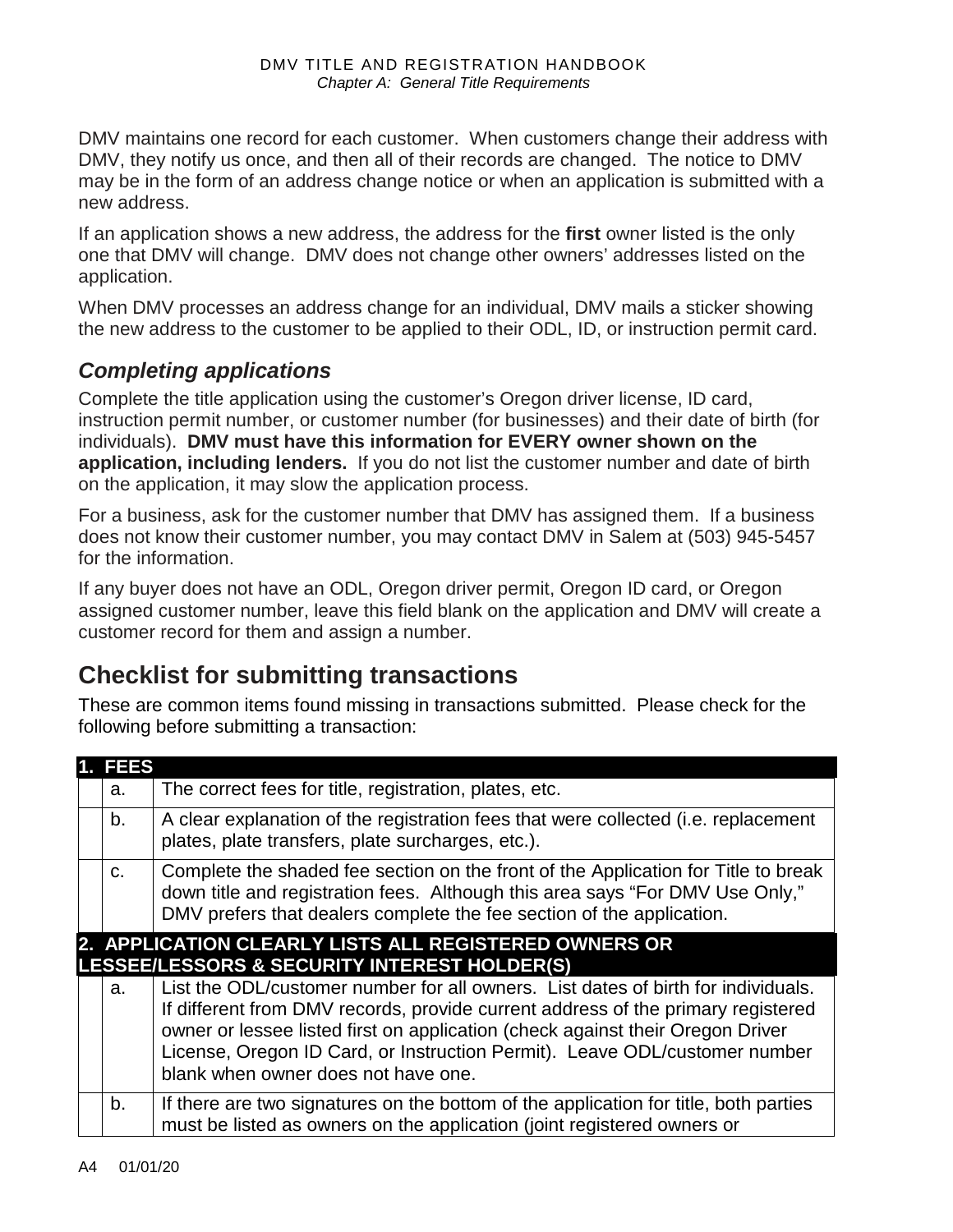DMV maintains one record for each customer. When customers change their address with DMV, they notify us once, and then all of their records are changed. The notice to DMV may be in the form of an address change notice or when an application is submitted with a new address.

If an application shows a new address, the address for the **first** owner listed is the only one that DMV will change. DMV does not change other owners' addresses listed on the application.

When DMV processes an address change for an individual, DMV mails a sticker showing the new address to the customer to be applied to their ODL, ID, or instruction permit card.

### *Completing applications*

Complete the title application using the customer's Oregon driver license, ID card, instruction permit number, or customer number (for businesses) and their date of birth (for individuals). **DMV must have this information for EVERY owner shown on the application, including lenders.** If you do not list the customer number and date of birth on the application, it may slow the application process.

For a business, ask for the customer number that DMV has assigned them. If a business does not know their customer number, you may contact DMV in Salem at (503) 945-5457 for the information.

If any buyer does not have an ODL, Oregon driver permit, Oregon ID card, or Oregon assigned customer number, leave this field blank on the application and DMV will create a customer record for them and assign a number.

## Checklist for submitting transactions

These are common items found missing in transactions submitted. Please check for the following before submitting a transaction:

| **1. FEES** | | |
|---|---|---|
| | a. | The correct fees for title, registration, plates, etc. |
| | b. | A clear explanation of the registration fees that were collected (i.e. replacement plates, plate transfers, plate surcharges, etc.). |
| | c. | Complete the shaded fee section on the front of the Application for Title to break down title and registration fees. Although this area says "For DMV Use Only," DMV prefers that dealers complete the fee section of the application. |
| **2. APPLICATION CLEARLY LISTS ALL REGISTERED OWNERS OR LESSEE/LESSORS & SECURITY INTEREST HOLDER(S)** | | |
| | a. | List the ODL/customer number for all owners. List dates of birth for individuals. If different from DMV records, provide current address of the primary registered owner or lessee listed first on application (check against their Oregon Driver License, Oregon ID Card, or Instruction Permit). Leave ODL/customer number blank when owner does not have one. |
| | b. | If there are two signatures on the bottom of the application for title, both parties must be listed as owners on the application (joint registered owners or |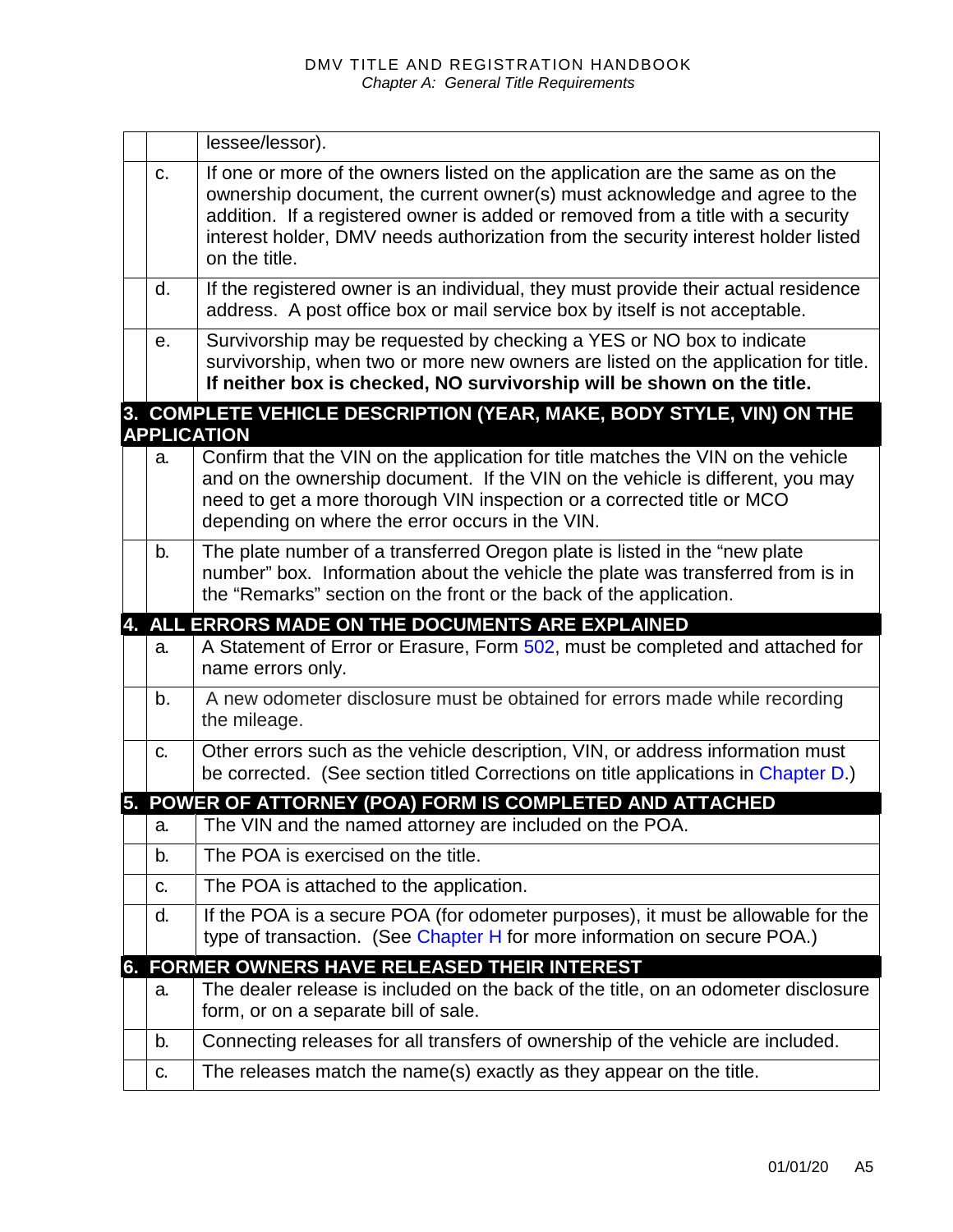| | | |
|---|---|---|
| | | lessee/lessor). |
| | c. | If one or more of the owners listed on the application are the same as on the ownership document, the current owner(s) must acknowledge and agree to the addition. If a registered owner is added or removed from a title with a security interest holder, DMV needs authorization from the security interest holder listed on the title. |
| | d. | If the registered owner is an individual, they must provide their actual residence address. A post office box or mail service box by itself is not acceptable. |
| | e. | Survivorship may be requested by checking a YES or NO box to indicate survivorship, when two or more new owners are listed on the application for title. **If neither box is checked, NO survivorship will be shown on the title.** |
| **3. COMPLETE VEHICLE DESCRIPTION (YEAR, MAKE, BODY STYLE, VIN) ON THE APPLICATION** | | |
| | a. | Confirm that the VIN on the application for title matches the VIN on the vehicle and on the ownership document. If the VIN on the vehicle is different, you may need to get a more thorough VIN inspection or a corrected title or MCO depending on where the error occurs in the VIN. |
| | b. | The plate number of a transferred Oregon plate is listed in the "new plate number" box. Information about the vehicle the plate was transferred from is in the "Remarks" section on the front or the back of the application. |
| **4. ALL ERRORS MADE ON THE DOCUMENTS ARE EXPLAINED** | | |
| | a. | A Statement of Error or Erasure, Form 502, must be completed and attached for name errors only. |
| | b. | A new odometer disclosure must be obtained for errors made while recording the mileage. |
| | c. | Other errors such as the vehicle description, VIN, or address information must be corrected. (See section titled Corrections on title applications in Chapter D.) |
| **5. POWER OF ATTORNEY (POA) FORM IS COMPLETED AND ATTACHED** | | |
| | a. | The VIN and the named attorney are included on the POA. |
| | b. | The POA is exercised on the title. |
| | c. | The POA is attached to the application. |
| | d. | If the POA is a secure POA (for odometer purposes), it must be allowable for the type of transaction. (See Chapter H for more information on secure POA.) |
| **6. FORMER OWNERS HAVE RELEASED THEIR INTEREST** | | |
| | a. | The dealer release is included on the back of the title, on an odometer disclosure form, or on a separate bill of sale. |
| | b. | Connecting releases for all transfers of ownership of the vehicle are included. |
| | c. | The releases match the name(s) exactly as they appear on the title. |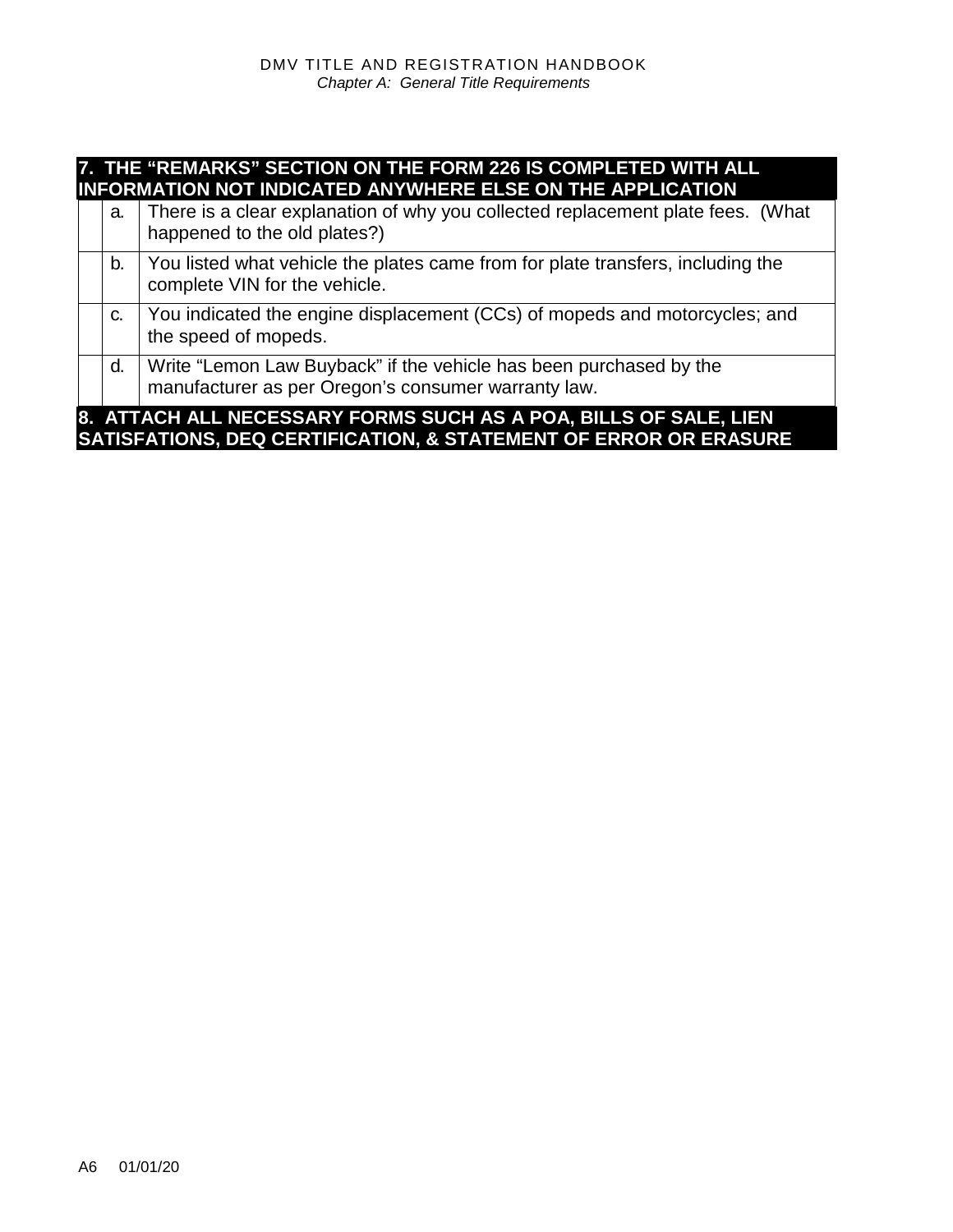| | | 7. THE "REMARKS" SECTION ON THE FORM 226 IS COMPLETED WITH ALL INFORMATION NOT INDICATED ANYWHERE ELSE ON THE APPLICATION |
|---|---|---|
| | a. | There is a clear explanation of why you collected replacement plate fees. (What happened to the old plates?) |
| | b. | You listed what vehicle the plates came from for plate transfers, including the complete VIN for the vehicle. |
| | c. | You indicated the engine displacement (CCs) of mopeds and motorcycles; and the speed of mopeds. |
| | d. | Write "Lemon Law Buyback" if the vehicle has been purchased by the manufacturer as per Oregon's consumer warranty law. |

**8. ATTACH ALL NECESSARY FORMS SUCH AS A POA, BILLS OF SALE, LIEN SATISFATIONS, DEQ CERTIFICATION, & STATEMENT OF ERROR OR ERASURE**